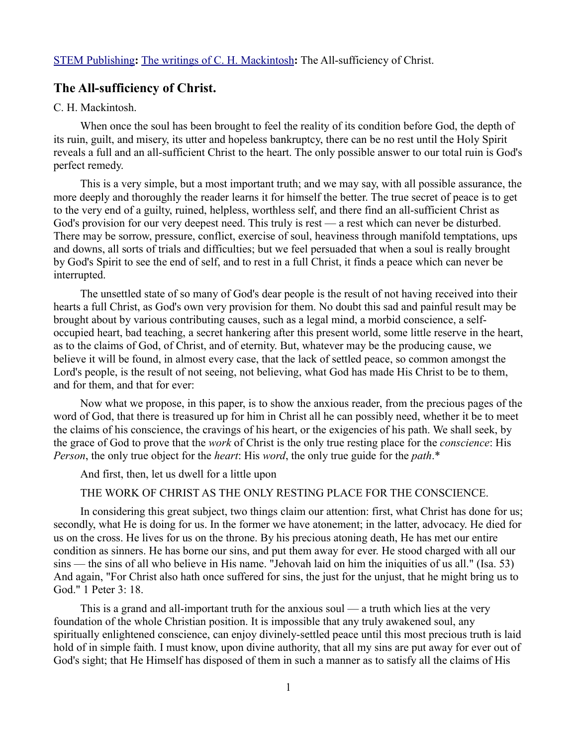STEM Publishing**:** The writings of C. H. Mackintosh**:** The All-sufficiency of Christ.

## The All-sufficiency of Christ.

C. H. Mackintosh.

When once the soul has been brought to feel the reality of its condition before God, the depth of its ruin, guilt, and misery, its utter and hopeless bankruptcy, there can be no rest until the Holy Spirit reveals a full and an all-sufficient Christ to the heart. The only possible answer to our total ruin is God's perfect remedy.

This is a very simple, but a most important truth; and we may say, with all possible assurance, the more deeply and thoroughly the reader learns it for himself the better. The true secret of peace is to get to the very end of a guilty, ruined, helpless, worthless self, and there find an all-sufficient Christ as God's provision for our very deepest need. This truly is rest — a rest which can never be disturbed. There may be sorrow, pressure, conflict, exercise of soul, heaviness through manifold temptations, ups and downs, all sorts of trials and difficulties; but we feel persuaded that when a soul is really brought by God's Spirit to see the end of self, and to rest in a full Christ, it finds a peace which can never be interrupted.

The unsettled state of so many of God's dear people is the result of not having received into their hearts a full Christ, as God's own very provision for them. No doubt this sad and painful result may be brought about by various contributing causes, such as a legal mind, a morbid conscience, a self-occupied heart, bad teaching, a secret hankering after this present world, some little reserve in the heart, as to the claims of God, of Christ, and of eternity. But, whatever may be the producing cause, we believe it will be found, in almost every case, that the lack of settled peace, so common amongst the Lord's people, is the result of not seeing, not believing, what God has made His Christ to be to them, and for them, and that for ever:

Now what we propose, in this paper, is to show the anxious reader, from the precious pages of the word of God, that there is treasured up for him in Christ all he can possibly need, whether it be to meet the claims of his conscience, the cravings of his heart, or the exigencies of his path. We shall seek, by the grace of God to prove that the *work* of Christ is the only true resting place for the *conscience*: His *Person*, the only true object for the *heart*: His *word*, the only true guide for the *path*.*

And first, then, let us dwell for a little upon

THE WORK OF CHRIST AS THE ONLY RESTING PLACE FOR THE CONSCIENCE.

In considering this great subject, two things claim our attention: first, what Christ has done for us; secondly, what He is doing for us. In the former we have atonement; in the latter, advocacy. He died for us on the cross. He lives for us on the throne. By his precious atoning death, He has met our entire condition as sinners. He has borne our sins, and put them away for ever. He stood charged with all our sins — the sins of all who believe in His name. "Jehovah laid on him the iniquities of us all." (Isa. 53) And again, "For Christ also hath once suffered for sins, the just for the unjust, that he might bring us to God." 1 Peter 3: 18.

This is a grand and all-important truth for the anxious soul — a truth which lies at the very foundation of the whole Christian position. It is impossible that any truly awakened soul, any spiritually enlightened conscience, can enjoy divinely-settled peace until this most precious truth is laid hold of in simple faith. I must know, upon divine authority, that all my sins are put away for ever out of God's sight; that He Himself has disposed of them in such a manner as to satisfy all the claims of His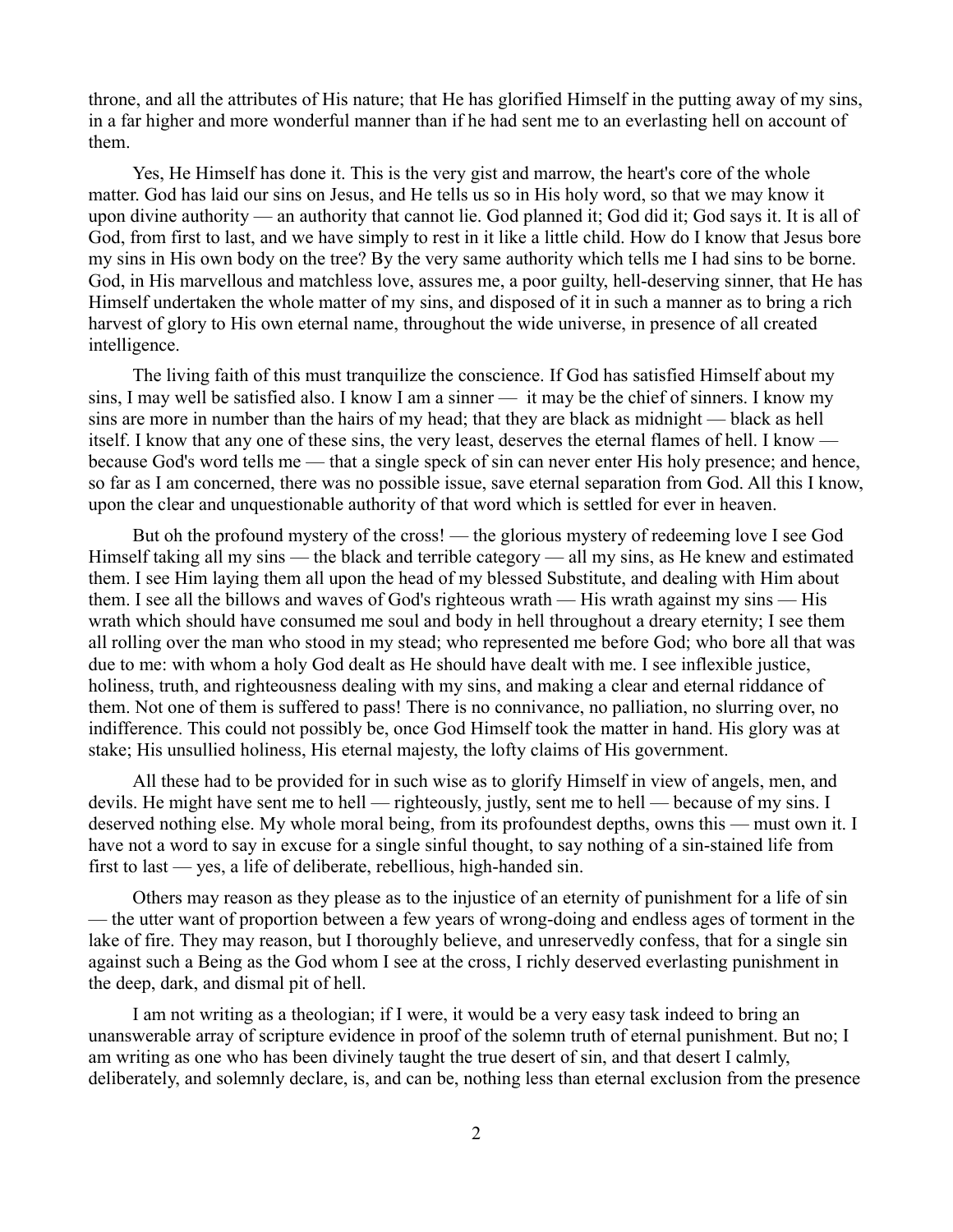throne, and all the attributes of His nature; that He has glorified Himself in the putting away of my sins, in a far higher and more wonderful manner than if he had sent me to an everlasting hell on account of them.

Yes, He Himself has done it. This is the very gist and marrow, the heart's core of the whole matter. God has laid our sins on Jesus, and He tells us so in His holy word, so that we may know it upon divine authority — an authority that cannot lie. God planned it; God did it; God says it. It is all of God, from first to last, and we have simply to rest in it like a little child. How do I know that Jesus bore my sins in His own body on the tree? By the very same authority which tells me I had sins to be borne. God, in His marvellous and matchless love, assures me, a poor guilty, hell-deserving sinner, that He has Himself undertaken the whole matter of my sins, and disposed of it in such a manner as to bring a rich harvest of glory to His own eternal name, throughout the wide universe, in presence of all created intelligence.

The living faith of this must tranquilize the conscience. If God has satisfied Himself about my sins, I may well be satisfied also. I know I am a sinner — it may be the chief of sinners. I know my sins are more in number than the hairs of my head; that they are black as midnight — black as hell itself. I know that any one of these sins, the very least, deserves the eternal flames of hell. I know — because God's word tells me — that a single speck of sin can never enter His holy presence; and hence, so far as I am concerned, there was no possible issue, save eternal separation from God. All this I know, upon the clear and unquestionable authority of that word which is settled for ever in heaven.

But oh the profound mystery of the cross! — the glorious mystery of redeeming love I see God Himself taking all my sins — the black and terrible category — all my sins, as He knew and estimated them. I see Him laying them all upon the head of my blessed Substitute, and dealing with Him about them. I see all the billows and waves of God's righteous wrath — His wrath against my sins — His wrath which should have consumed me soul and body in hell throughout a dreary eternity; I see them all rolling over the man who stood in my stead; who represented me before God; who bore all that was due to me: with whom a holy God dealt as He should have dealt with me. I see inflexible justice, holiness, truth, and righteousness dealing with my sins, and making a clear and eternal riddance of them. Not one of them is suffered to pass! There is no connivance, no palliation, no slurring over, no indifference. This could not possibly be, once God Himself took the matter in hand. His glory was at stake; His unsullied holiness, His eternal majesty, the lofty claims of His government.

All these had to be provided for in such wise as to glorify Himself in view of angels, men, and devils. He might have sent me to hell — righteously, justly, sent me to hell — because of my sins. I deserved nothing else. My whole moral being, from its profoundest depths, owns this — must own it. I have not a word to say in excuse for a single sinful thought, to say nothing of a sin-stained life from first to last — yes, a life of deliberate, rebellious, high-handed sin.

Others may reason as they please as to the injustice of an eternity of punishment for a life of sin — the utter want of proportion between a few years of wrong-doing and endless ages of torment in the lake of fire. They may reason, but I thoroughly believe, and unreservedly confess, that for a single sin against such a Being as the God whom I see at the cross, I richly deserved everlasting punishment in the deep, dark, and dismal pit of hell.

I am not writing as a theologian; if I were, it would be a very easy task indeed to bring an unanswerable array of scripture evidence in proof of the solemn truth of eternal punishment. But no; I am writing as one who has been divinely taught the true desert of sin, and that desert I calmly, deliberately, and solemnly declare, is, and can be, nothing less than eternal exclusion from the presence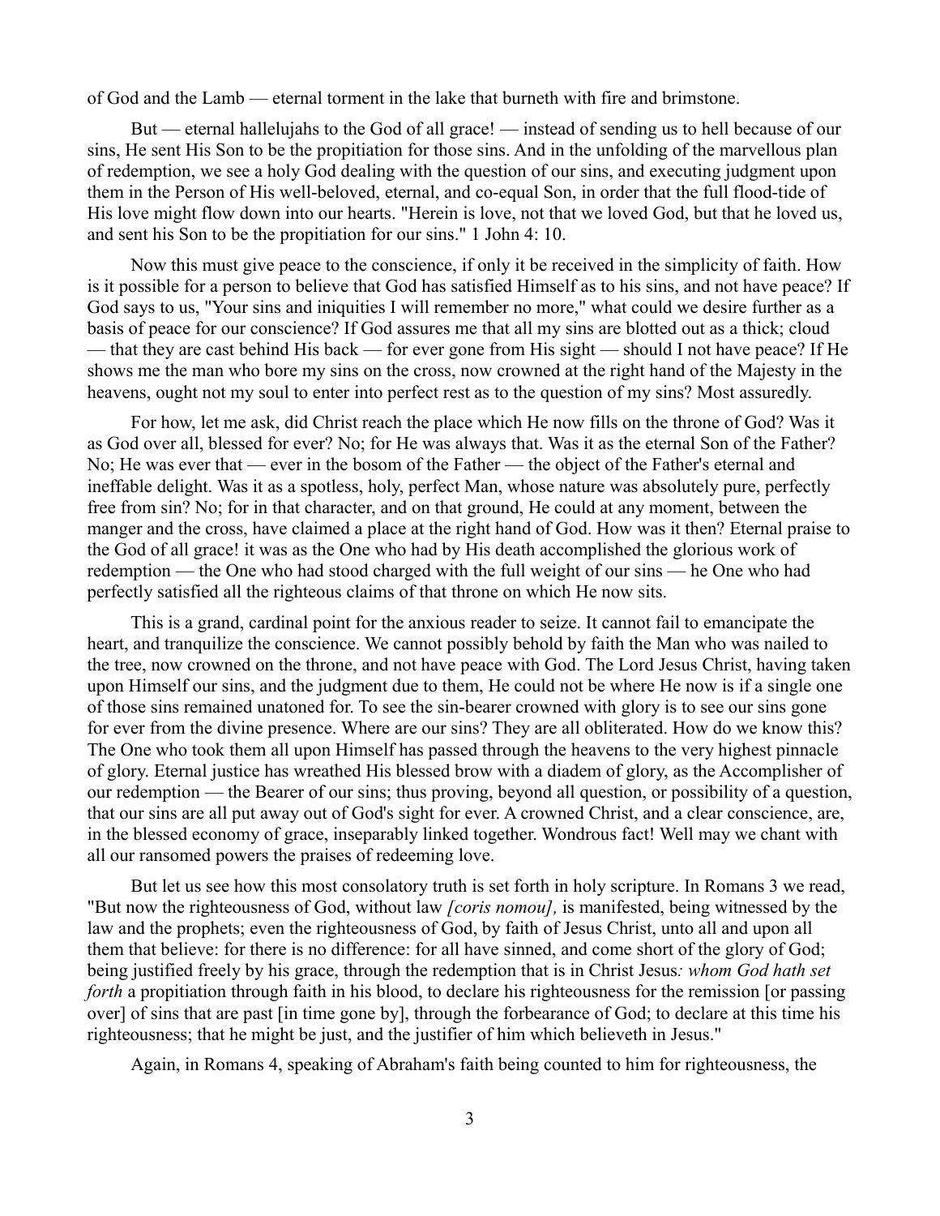of God and the Lamb — eternal torment in the lake that burneth with fire and brimstone.

But — eternal hallelujahs to the God of all grace! — instead of sending us to hell because of our sins, He sent His Son to be the propitiation for those sins. And in the unfolding of the marvellous plan of redemption, we see a holy God dealing with the question of our sins, and executing judgment upon them in the Person of His well-beloved, eternal, and co-equal Son, in order that the full flood-tide of His love might flow down into our hearts. "Herein is love, not that we loved God, but that he loved us, and sent his Son to be the propitiation for our sins." 1 John 4: 10.

Now this must give peace to the conscience, if only it be received in the simplicity of faith. How is it possible for a person to believe that God has satisfied Himself as to his sins, and not have peace? If God says to us, "Your sins and iniquities I will remember no more," what could we desire further as a basis of peace for our conscience? If God assures me that all my sins are blotted out as a thick; cloud — that they are cast behind His back — for ever gone from His sight — should I not have peace? If He shows me the man who bore my sins on the cross, now crowned at the right hand of the Majesty in the heavens, ought not my soul to enter into perfect rest as to the question of my sins? Most assuredly.

For how, let me ask, did Christ reach the place which He now fills on the throne of God? Was it as God over all, blessed for ever? No; for He was always that. Was it as the eternal Son of the Father? No; He was ever that — ever in the bosom of the Father — the object of the Father's eternal and ineffable delight. Was it as a spotless, holy, perfect Man, whose nature was absolutely pure, perfectly free from sin? No; for in that character, and on that ground, He could at any moment, between the manger and the cross, have claimed a place at the right hand of God. How was it then? Eternal praise to the God of all grace! it was as the One who had by His death accomplished the glorious work of redemption — the One who had stood charged with the full weight of our sins — he One who had perfectly satisfied all the righteous claims of that throne on which He now sits.

This is a grand, cardinal point for the anxious reader to seize. It cannot fail to emancipate the heart, and tranquilize the conscience. We cannot possibly behold by faith the Man who was nailed to the tree, now crowned on the throne, and not have peace with God. The Lord Jesus Christ, having taken upon Himself our sins, and the judgment due to them, He could not be where He now is if a single one of those sins remained unatoned for. To see the sin-bearer crowned with glory is to see our sins gone for ever from the divine presence. Where are our sins? They are all obliterated. How do we know this? The One who took them all upon Himself has passed through the heavens to the very highest pinnacle of glory. Eternal justice has wreathed His blessed brow with a diadem of glory, as the Accomplisher of our redemption — the Bearer of our sins; thus proving, beyond all question, or possibility of a question, that our sins are all put away out of God's sight for ever. A crowned Christ, and a clear conscience, are, in the blessed economy of grace, inseparably linked together. Wondrous fact! Well may we chant with all our ransomed powers the praises of redeeming love.

But let us see how this most consolatory truth is set forth in holy scripture. In Romans 3 we read, "But now the righteousness of God, without law *[coris nomou],* is manifested, being witnessed by the law and the prophets; even the righteousness of God, by faith of Jesus Christ, unto all and upon all them that believe: for there is no difference: for all have sinned, and come short of the glory of God; being justified freely by his grace, through the redemption that is in Christ Jesus*: whom God hath set forth* a propitiation through faith in his blood, to declare his righteousness for the remission [or passing over] of sins that are past [in time gone by], through the forbearance of God; to declare at this time his righteousness; that he might be just, and the justifier of him which believeth in Jesus."

Again, in Romans 4, speaking of Abraham's faith being counted to him for righteousness, the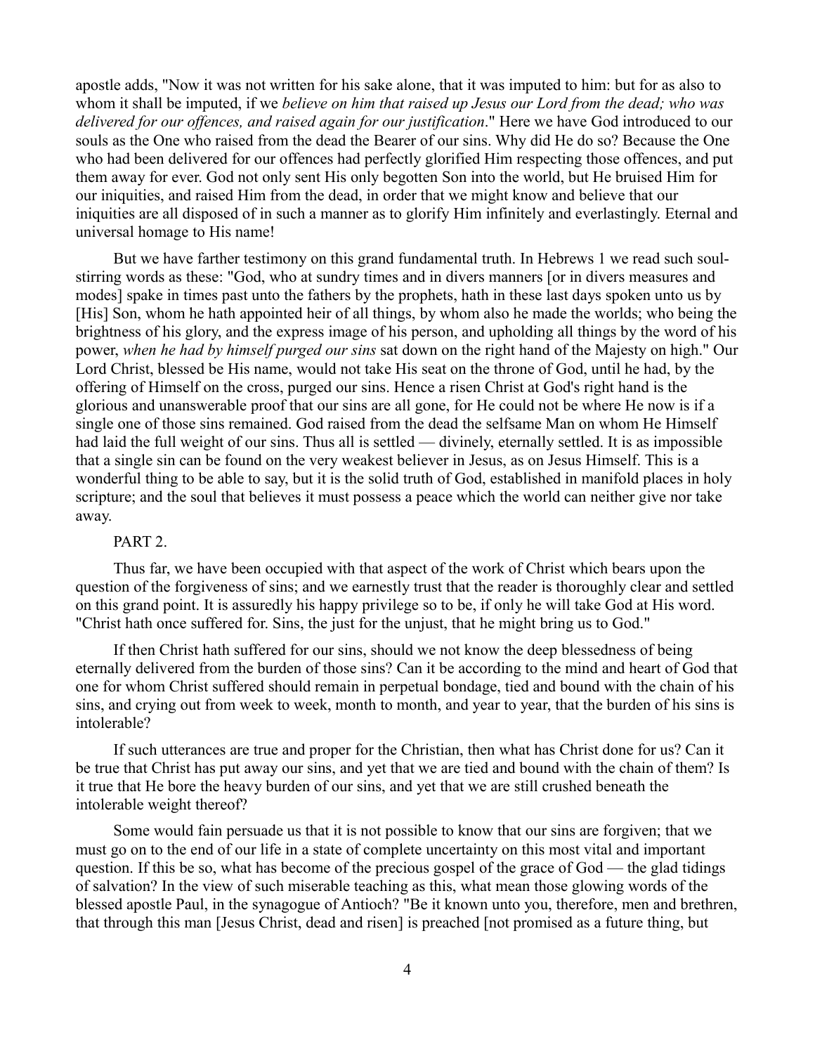apostle adds, "Now it was not written for his sake alone, that it was imputed to him: but for as also to whom it shall be imputed, if we *believe on him that raised up Jesus our Lord from the dead; who was delivered for our offences, and raised again for our justification*." Here we have God introduced to our souls as the One who raised from the dead the Bearer of our sins. Why did He do so? Because the One who had been delivered for our offences had perfectly glorified Him respecting those offences, and put them away for ever. God not only sent His only begotten Son into the world, but He bruised Him for our iniquities, and raised Him from the dead, in order that we might know and believe that our iniquities are all disposed of in such a manner as to glorify Him infinitely and everlastingly. Eternal and universal homage to His name!

But we have farther testimony on this grand fundamental truth. In Hebrews 1 we read such soul-stirring words as these: "God, who at sundry times and in divers manners [or in divers measures and modes] spake in times past unto the fathers by the prophets, hath in these last days spoken unto us by [His] Son, whom he hath appointed heir of all things, by whom also he made the worlds; who being the brightness of his glory, and the express image of his person, and upholding all things by the word of his power, *when he had by himself purged our sins* sat down on the right hand of the Majesty on high." Our Lord Christ, blessed be His name, would not take His seat on the throne of God, until he had, by the offering of Himself on the cross, purged our sins. Hence a risen Christ at God's right hand is the glorious and unanswerable proof that our sins are all gone, for He could not be where He now is if a single one of those sins remained. God raised from the dead the selfsame Man on whom He Himself had laid the full weight of our sins. Thus all is settled — divinely, eternally settled. It is as impossible that a single sin can be found on the very weakest believer in Jesus, as on Jesus Himself. This is a wonderful thing to be able to say, but it is the solid truth of God, established in manifold places in holy scripture; and the soul that believes it must possess a peace which the world can neither give nor take away.

## PART 2.

Thus far, we have been occupied with that aspect of the work of Christ which bears upon the question of the forgiveness of sins; and we earnestly trust that the reader is thoroughly clear and settled on this grand point. It is assuredly his happy privilege so to be, if only he will take God at His word. "Christ hath once suffered for. Sins, the just for the unjust, that he might bring us to God."

If then Christ hath suffered for our sins, should we not know the deep blessedness of being eternally delivered from the burden of those sins? Can it be according to the mind and heart of God that one for whom Christ suffered should remain in perpetual bondage, tied and bound with the chain of his sins, and crying out from week to week, month to month, and year to year, that the burden of his sins is intolerable?

If such utterances are true and proper for the Christian, then what has Christ done for us? Can it be true that Christ has put away our sins, and yet that we are tied and bound with the chain of them? Is it true that He bore the heavy burden of our sins, and yet that we are still crushed beneath the intolerable weight thereof?

Some would fain persuade us that it is not possible to know that our sins are forgiven; that we must go on to the end of our life in a state of complete uncertainty on this most vital and important question. If this be so, what has become of the precious gospel of the grace of God — the glad tidings of salvation? In the view of such miserable teaching as this, what mean those glowing words of the blessed apostle Paul, in the synagogue of Antioch? "Be it known unto you, therefore, men and brethren, that through this man [Jesus Christ, dead and risen] is preached [not promised as a future thing, but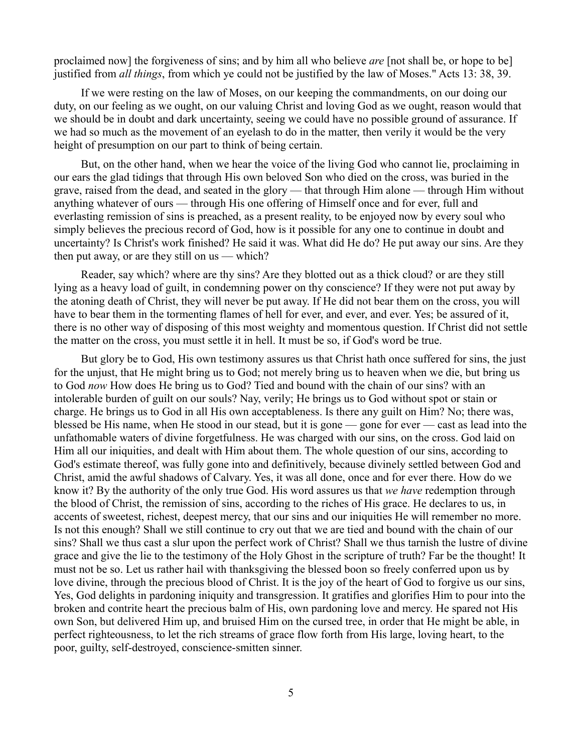proclaimed now] the forgiveness of sins; and by him all who believe *are* [not shall be, or hope to be] justified from *all things*, from which ye could not be justified by the law of Moses." Acts 13: 38, 39.

If we were resting on the law of Moses, on our keeping the commandments, on our doing our duty, on our feeling as we ought, on our valuing Christ and loving God as we ought, reason would that we should be in doubt and dark uncertainty, seeing we could have no possible ground of assurance. If we had so much as the movement of an eyelash to do in the matter, then verily it would be the very height of presumption on our part to think of being certain.

But, on the other hand, when we hear the voice of the living God who cannot lie, proclaiming in our ears the glad tidings that through His own beloved Son who died on the cross, was buried in the grave, raised from the dead, and seated in the glory — that through Him alone — through Him without anything whatever of ours — through His one offering of Himself once and for ever, full and everlasting remission of sins is preached, as a present reality, to be enjoyed now by every soul who simply believes the precious record of God, how is it possible for any one to continue in doubt and uncertainty? Is Christ's work finished? He said it was. What did He do? He put away our sins. Are they then put away, or are they still on us — which?

Reader, say which? where are thy sins? Are they blotted out as a thick cloud? or are they still lying as a heavy load of guilt, in condemning power on thy conscience? If they were not put away by the atoning death of Christ, they will never be put away. If He did not bear them on the cross, you will have to bear them in the tormenting flames of hell for ever, and ever, and ever. Yes; be assured of it, there is no other way of disposing of this most weighty and momentous question. If Christ did not settle the matter on the cross, you must settle it in hell. It must be so, if God's word be true.

But glory be to God, His own testimony assures us that Christ hath once suffered for sins, the just for the unjust, that He might bring us to God; not merely bring us to heaven when we die, but bring us to God *now* How does He bring us to God? Tied and bound with the chain of our sins? with an intolerable burden of guilt on our souls? Nay, verily; He brings us to God without spot or stain or charge. He brings us to God in all His own acceptableness. Is there any guilt on Him? No; there was, blessed be His name, when He stood in our stead, but it is gone — gone for ever — cast as lead into the unfathomable waters of divine forgetfulness. He was charged with our sins, on the cross. God laid on Him all our iniquities, and dealt with Him about them. The whole question of our sins, according to God's estimate thereof, was fully gone into and definitively, because divinely settled between God and Christ, amid the awful shadows of Calvary. Yes, it was all done, once and for ever there. How do we know it? By the authority of the only true God. His word assures us that *we have* redemption through the blood of Christ, the remission of sins, according to the riches of His grace. He declares to us, in accents of sweetest, richest, deepest mercy, that our sins and our iniquities He will remember no more. Is not this enough? Shall we still continue to cry out that we are tied and bound with the chain of our sins? Shall we thus cast a slur upon the perfect work of Christ? Shall we thus tarnish the lustre of divine grace and give the lie to the testimony of the Holy Ghost in the scripture of truth? Far be the thought! It must not be so. Let us rather hail with thanksgiving the blessed boon so freely conferred upon us by love divine, through the precious blood of Christ. It is the joy of the heart of God to forgive us our sins, Yes, God delights in pardoning iniquity and transgression. It gratifies and glorifies Him to pour into the broken and contrite heart the precious balm of His, own pardoning love and mercy. He spared not His own Son, but delivered Him up, and bruised Him on the cursed tree, in order that He might be able, in perfect righteousness, to let the rich streams of grace flow forth from His large, loving heart, to the poor, guilty, self-destroyed, conscience-smitten sinner.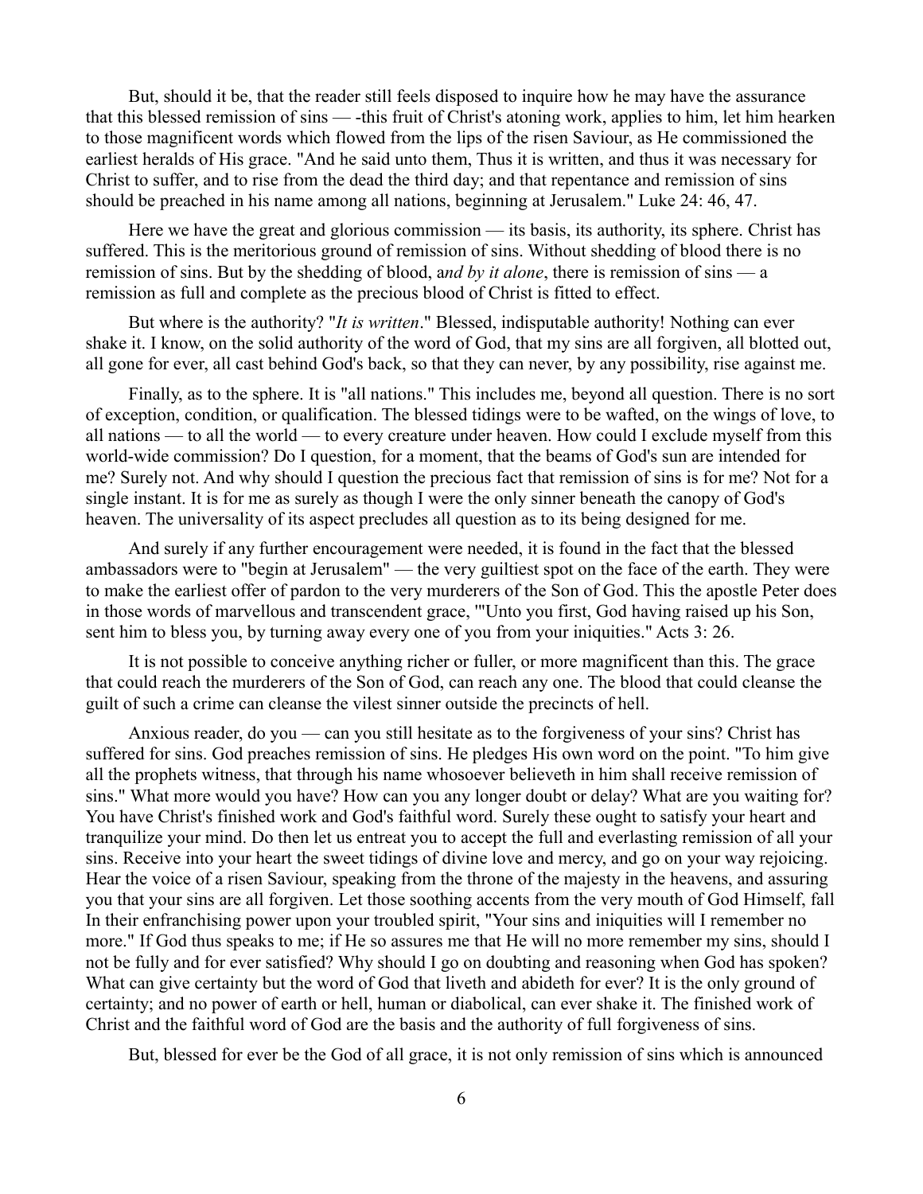But, should it be, that the reader still feels disposed to inquire how he may have the assurance that this blessed remission of sins — -this fruit of Christ's atoning work, applies to him, let him hearken to those magnificent words which flowed from the lips of the risen Saviour, as He commissioned the earliest heralds of His grace. "And he said unto them, Thus it is written, and thus it was necessary for Christ to suffer, and to rise from the dead the third day; and that repentance and remission of sins should be preached in his name among all nations, beginning at Jerusalem." Luke 24: 46, 47.

Here we have the great and glorious commission — its basis, its authority, its sphere. Christ has suffered. This is the meritorious ground of remission of sins. Without shedding of blood there is no remission of sins. But by the shedding of blood, a*nd by it alone*, there is remission of sins — a remission as full and complete as the precious blood of Christ is fitted to effect.

But where is the authority? "*It is written*." Blessed, indisputable authority! Nothing can ever shake it. I know, on the solid authority of the word of God, that my sins are all forgiven, all blotted out, all gone for ever, all cast behind God's back, so that they can never, by any possibility, rise against me.

Finally, as to the sphere. It is "all nations." This includes me, beyond all question. There is no sort of exception, condition, or qualification. The blessed tidings were to be wafted, on the wings of love, to all nations — to all the world — to every creature under heaven. How could I exclude myself from this world-wide commission? Do I question, for a moment, that the beams of God's sun are intended for me? Surely not. And why should I question the precious fact that remission of sins is for me? Not for a single instant. It is for me as surely as though I were the only sinner beneath the canopy of God's heaven. The universality of its aspect precludes all question as to its being designed for me.

And surely if any further encouragement were needed, it is found in the fact that the blessed ambassadors were to "begin at Jerusalem" — the very guiltiest spot on the face of the earth. They were to make the earliest offer of pardon to the very murderers of the Son of God. This the apostle Peter does in those words of marvellous and transcendent grace, '"Unto you first, God having raised up his Son, sent him to bless you, by turning away every one of you from your iniquities." Acts 3: 26.

It is not possible to conceive anything richer or fuller, or more magnificent than this. The grace that could reach the murderers of the Son of God, can reach any one. The blood that could cleanse the guilt of such a crime can cleanse the vilest sinner outside the precincts of hell.

Anxious reader, do you — can you still hesitate as to the forgiveness of your sins? Christ has suffered for sins. God preaches remission of sins. He pledges His own word on the point. "To him give all the prophets witness, that through his name whosoever believeth in him shall receive remission of sins." What more would you have? How can you any longer doubt or delay? What are you waiting for? You have Christ's finished work and God's faithful word. Surely these ought to satisfy your heart and tranquilize your mind. Do then let us entreat you to accept the full and everlasting remission of all your sins. Receive into your heart the sweet tidings of divine love and mercy, and go on your way rejoicing. Hear the voice of a risen Saviour, speaking from the throne of the majesty in the heavens, and assuring you that your sins are all forgiven. Let those soothing accents from the very mouth of God Himself, fall In their enfranchising power upon your troubled spirit, "Your sins and iniquities will I remember no more." If God thus speaks to me; if He so assures me that He will no more remember my sins, should I not be fully and for ever satisfied? Why should I go on doubting and reasoning when God has spoken? What can give certainty but the word of God that liveth and abideth for ever? It is the only ground of certainty; and no power of earth or hell, human or diabolical, can ever shake it. The finished work of Christ and the faithful word of God are the basis and the authority of full forgiveness of sins.

But, blessed for ever be the God of all grace, it is not only remission of sins which is announced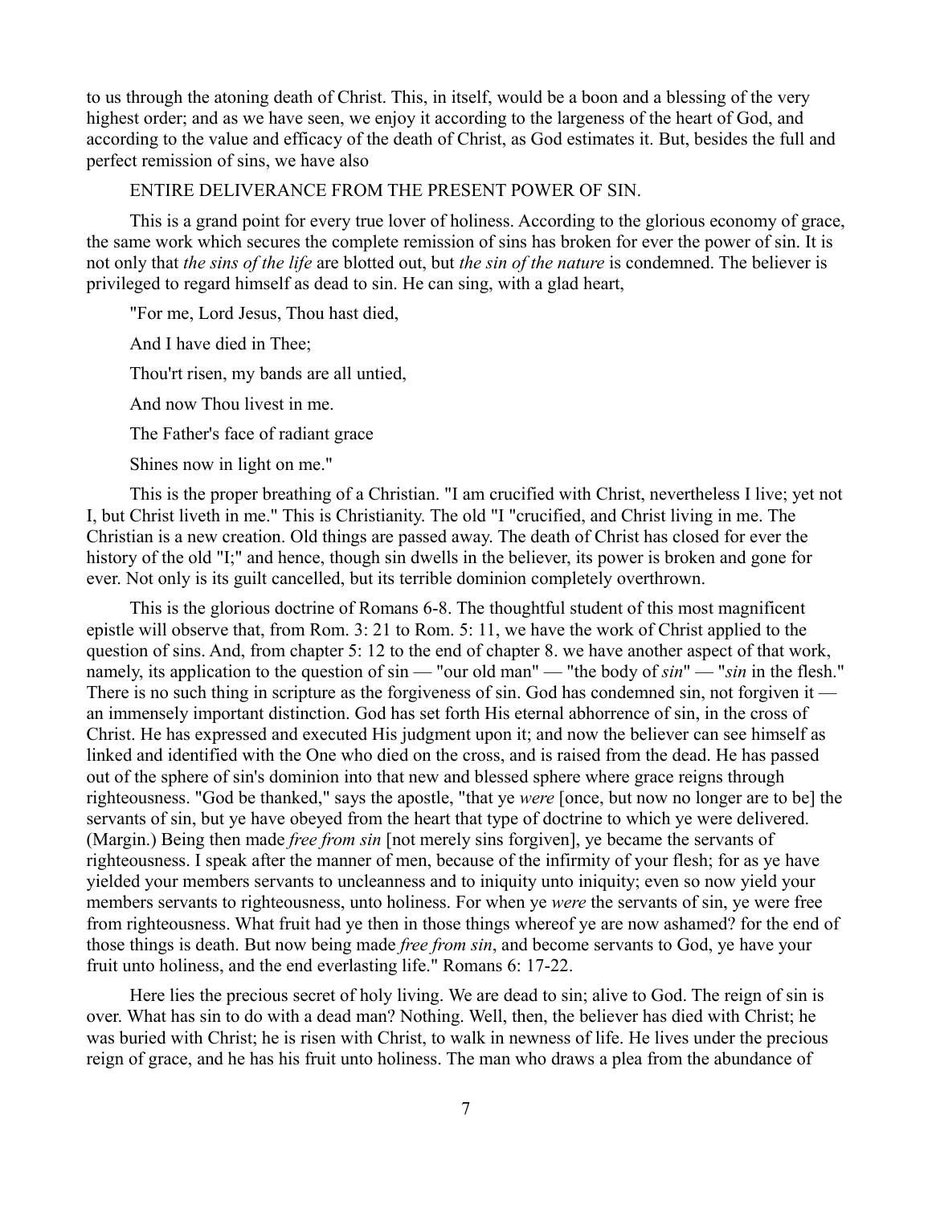to us through the atoning death of Christ. This, in itself, would be a boon and a blessing of the very highest order; and as we have seen, we enjoy it according to the largeness of the heart of God, and according to the value and efficacy of the death of Christ, as God estimates it. But, besides the full and perfect remission of sins, we have also

ENTIRE DELIVERANCE FROM THE PRESENT POWER OF SIN.

This is a grand point for every true lover of holiness. According to the glorious economy of grace, the same work which secures the complete remission of sins has broken for ever the power of sin. It is not only that *the sins of the life* are blotted out, but *the sin of the nature* is condemned. The believer is privileged to regard himself as dead to sin. He can sing, with a glad heart,

"For me, Lord Jesus, Thou hast died,

And I have died in Thee;

Thou'rt risen, my bands are all untied,

And now Thou livest in me.

The Father's face of radiant grace

Shines now in light on me."

This is the proper breathing of a Christian. "I am crucified with Christ, nevertheless I live; yet not I, but Christ liveth in me." This is Christianity. The old "I "crucified, and Christ living in me. The Christian is a new creation. Old things are passed away. The death of Christ has closed for ever the history of the old "I;" and hence, though sin dwells in the believer, its power is broken and gone for ever. Not only is its guilt cancelled, but its terrible dominion completely overthrown.

This is the glorious doctrine of Romans 6-8. The thoughtful student of this most magnificent epistle will observe that, from Rom. 3: 21 to Rom. 5: 11, we have the work of Christ applied to the question of sins. And, from chapter 5: 12 to the end of chapter 8. we have another aspect of that work, namely, its application to the question of sin — "our old man" — "the body of *sin*" — "*sin* in the flesh." There is no such thing in scripture as the forgiveness of sin. God has condemned sin, not forgiven it — an immensely important distinction. God has set forth His eternal abhorrence of sin, in the cross of Christ. He has expressed and executed His judgment upon it; and now the believer can see himself as linked and identified with the One who died on the cross, and is raised from the dead. He has passed out of the sphere of sin's dominion into that new and blessed sphere where grace reigns through righteousness. "God be thanked," says the apostle, "that ye *were* [once, but now no longer are to be] the servants of sin, but ye have obeyed from the heart that type of doctrine to which ye were delivered. (Margin.) Being then made *free from sin* [not merely sins forgiven], ye became the servants of righteousness. I speak after the manner of men, because of the infirmity of your flesh; for as ye have yielded your members servants to uncleanness and to iniquity unto iniquity; even so now yield your members servants to righteousness, unto holiness. For when ye *were* the servants of sin, ye were free from righteousness. What fruit had ye then in those things whereof ye are now ashamed? for the end of those things is death. But now being made *free from sin*, and become servants to God, ye have your fruit unto holiness, and the end everlasting life." Romans 6: 17-22.

Here lies the precious secret of holy living. We are dead to sin; alive to God. The reign of sin is over. What has sin to do with a dead man? Nothing. Well, then, the believer has died with Christ; he was buried with Christ; he is risen with Christ, to walk in newness of life. He lives under the precious reign of grace, and he has his fruit unto holiness. The man who draws a plea from the abundance of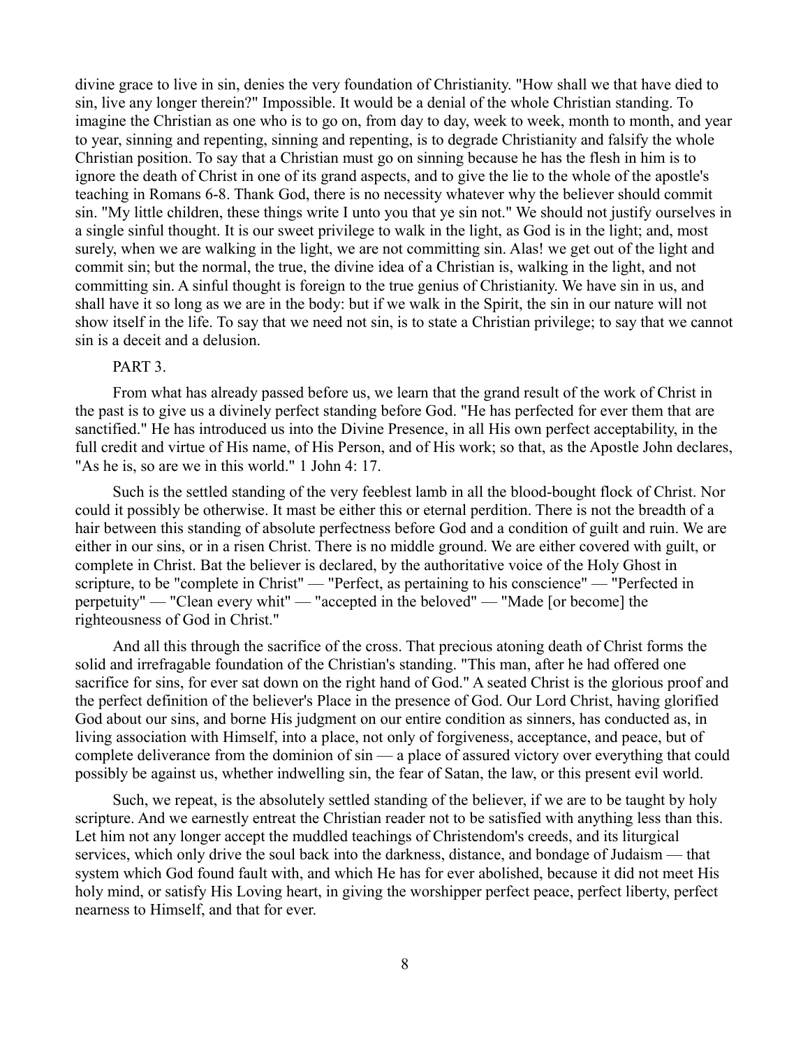divine grace to live in sin, denies the very foundation of Christianity. "How shall we that have died to sin, live any longer therein?" Impossible. It would be a denial of the whole Christian standing. To imagine the Christian as one who is to go on, from day to day, week to week, month to month, and year to year, sinning and repenting, sinning and repenting, is to degrade Christianity and falsify the whole Christian position. To say that a Christian must go on sinning because he has the flesh in him is to ignore the death of Christ in one of its grand aspects, and to give the lie to the whole of the apostle's teaching in Romans 6-8. Thank God, there is no necessity whatever why the believer should commit sin. "My little children, these things write I unto you that ye sin not." We should not justify ourselves in a single sinful thought. It is our sweet privilege to walk in the light, as God is in the light; and, most surely, when we are walking in the light, we are not committing sin. Alas! we get out of the light and commit sin; but the normal, the true, the divine idea of a Christian is, walking in the light, and not committing sin. A sinful thought is foreign to the true genius of Christianity. We have sin in us, and shall have it so long as we are in the body: but if we walk in the Spirit, the sin in our nature will not show itself in the life. To say that we need not sin, is to state a Christian privilege; to say that we cannot sin is a deceit and a delusion.

PART 3.

From what has already passed before us, we learn that the grand result of the work of Christ in the past is to give us a divinely perfect standing before God. "He has perfected for ever them that are sanctified." He has introduced us into the Divine Presence, in all His own perfect acceptability, in the full credit and virtue of His name, of His Person, and of His work; so that, as the Apostle John declares, "As he is, so are we in this world." 1 John 4: 17.

Such is the settled standing of the very feeblest lamb in all the blood-bought flock of Christ. Nor could it possibly be otherwise. It mast be either this or eternal perdition. There is not the breadth of a hair between this standing of absolute perfectness before God and a condition of guilt and ruin. We are either in our sins, or in a risen Christ. There is no middle ground. We are either covered with guilt, or complete in Christ. Bat the believer is declared, by the authoritative voice of the Holy Ghost in scripture, to be "complete in Christ" — "Perfect, as pertaining to his conscience" — "Perfected in perpetuity" — "Clean every whit" — "accepted in the beloved" — "Made [or become] the righteousness of God in Christ."

And all this through the sacrifice of the cross. That precious atoning death of Christ forms the solid and irrefragable foundation of the Christian's standing. "This man, after he had offered one sacrifice for sins, for ever sat down on the right hand of God." A seated Christ is the glorious proof and the perfect definition of the believer's Place in the presence of God. Our Lord Christ, having glorified God about our sins, and borne His judgment on our entire condition as sinners, has conducted as, in living association with Himself, into a place, not only of forgiveness, acceptance, and peace, but of complete deliverance from the dominion of sin — a place of assured victory over everything that could possibly be against us, whether indwelling sin, the fear of Satan, the law, or this present evil world.

Such, we repeat, is the absolutely settled standing of the believer, if we are to be taught by holy scripture. And we earnestly entreat the Christian reader not to be satisfied with anything less than this. Let him not any longer accept the muddled teachings of Christendom's creeds, and its liturgical services, which only drive the soul back into the darkness, distance, and bondage of Judaism — that system which God found fault with, and which He has for ever abolished, because it did not meet His holy mind, or satisfy His Loving heart, in giving the worshipper perfect peace, perfect liberty, perfect nearness to Himself, and that for ever.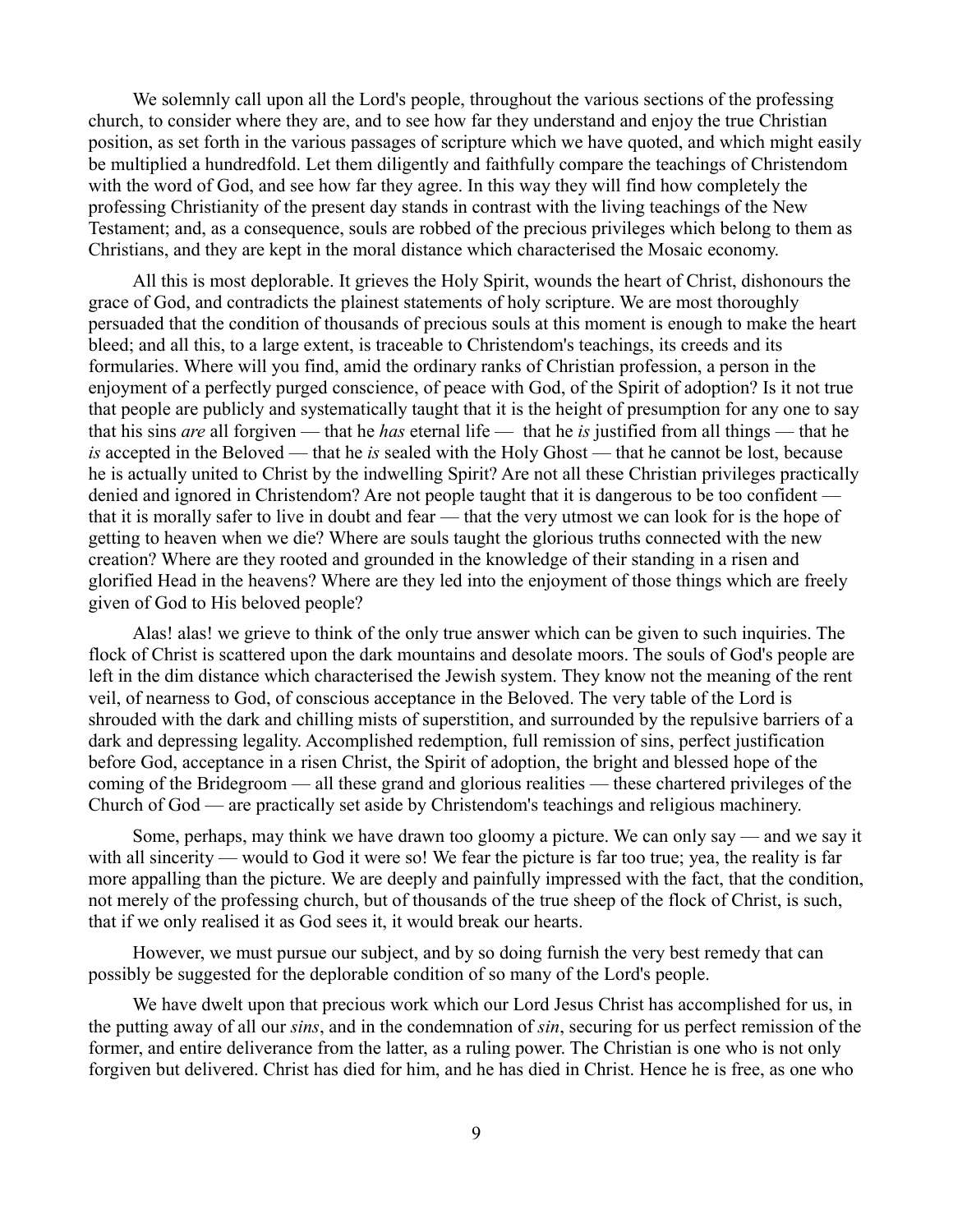We solemnly call upon all the Lord's people, throughout the various sections of the professing church, to consider where they are, and to see how far they understand and enjoy the true Christian position, as set forth in the various passages of scripture which we have quoted, and which might easily be multiplied a hundredfold. Let them diligently and faithfully compare the teachings of Christendom with the word of God, and see how far they agree. In this way they will find how completely the professing Christianity of the present day stands in contrast with the living teachings of the New Testament; and, as a consequence, souls are robbed of the precious privileges which belong to them as Christians, and they are kept in the moral distance which characterised the Mosaic economy.

All this is most deplorable. It grieves the Holy Spirit, wounds the heart of Christ, dishonours the grace of God, and contradicts the plainest statements of holy scripture. We are most thoroughly persuaded that the condition of thousands of precious souls at this moment is enough to make the heart bleed; and all this, to a large extent, is traceable to Christendom's teachings, its creeds and its formularies. Where will you find, amid the ordinary ranks of Christian profession, a person in the enjoyment of a perfectly purged conscience, of peace with God, of the Spirit of adoption? Is it not true that people are publicly and systematically taught that it is the height of presumption for any one to say that his sins *are* all forgiven — that he *has* eternal life — that he *is* justified from all things — that he *is* accepted in the Beloved — that he *is* sealed with the Holy Ghost — that he cannot be lost, because he is actually united to Christ by the indwelling Spirit? Are not all these Christian privileges practically denied and ignored in Christendom? Are not people taught that it is dangerous to be too confident — that it is morally safer to live in doubt and fear — that the very utmost we can look for is the hope of getting to heaven when we die? Where are souls taught the glorious truths connected with the new creation? Where are they rooted and grounded in the knowledge of their standing in a risen and glorified Head in the heavens? Where are they led into the enjoyment of those things which are freely given of God to His beloved people?

Alas! alas! we grieve to think of the only true answer which can be given to such inquiries. The flock of Christ is scattered upon the dark mountains and desolate moors. The souls of God's people are left in the dim distance which characterised the Jewish system. They know not the meaning of the rent veil, of nearness to God, of conscious acceptance in the Beloved. The very table of the Lord is shrouded with the dark and chilling mists of superstition, and surrounded by the repulsive barriers of a dark and depressing legality. Accomplished redemption, full remission of sins, perfect justification before God, acceptance in a risen Christ, the Spirit of adoption, the bright and blessed hope of the coming of the Bridegroom — all these grand and glorious realities — these chartered privileges of the Church of God — are practically set aside by Christendom's teachings and religious machinery.

Some, perhaps, may think we have drawn too gloomy a picture. We can only say — and we say it with all sincerity — would to God it were so! We fear the picture is far too true; yea, the reality is far more appalling than the picture. We are deeply and painfully impressed with the fact, that the condition, not merely of the professing church, but of thousands of the true sheep of the flock of Christ, is such, that if we only realised it as God sees it, it would break our hearts.

However, we must pursue our subject, and by so doing furnish the very best remedy that can possibly be suggested for the deplorable condition of so many of the Lord's people.

We have dwelt upon that precious work which our Lord Jesus Christ has accomplished for us, in the putting away of all our *sins*, and in the condemnation of *sin*, securing for us perfect remission of the former, and entire deliverance from the latter, as a ruling power. The Christian is one who is not only forgiven but delivered. Christ has died for him, and he has died in Christ. Hence he is free, as one who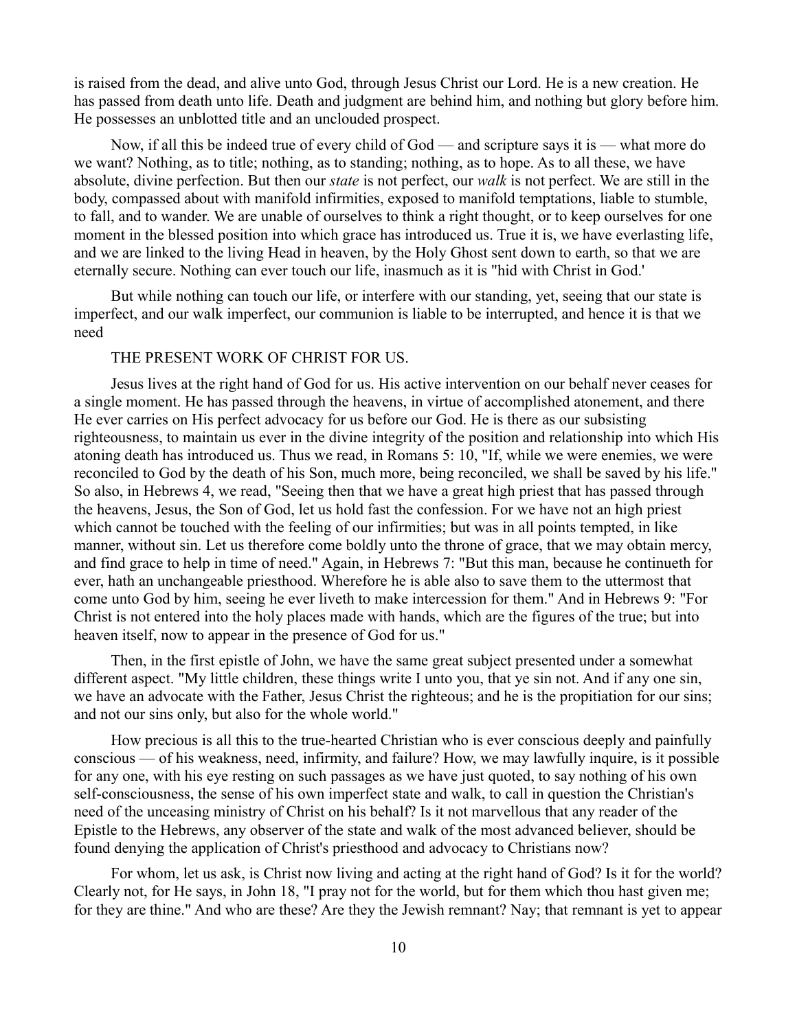is raised from the dead, and alive unto God, through Jesus Christ our Lord. He is a new creation. He has passed from death unto life. Death and judgment are behind him, and nothing but glory before him. He possesses an unblotted title and an unclouded prospect.

Now, if all this be indeed true of every child of God — and scripture says it is — what more do we want? Nothing, as to title; nothing, as to standing; nothing, as to hope. As to all these, we have absolute, divine perfection. But then our *state* is not perfect, our *walk* is not perfect. We are still in the body, compassed about with manifold infirmities, exposed to manifold temptations, liable to stumble, to fall, and to wander. We are unable of ourselves to think a right thought, or to keep ourselves for one moment in the blessed position into which grace has introduced us. True it is, we have everlasting life, and we are linked to the living Head in heaven, by the Holy Ghost sent down to earth, so that we are eternally secure. Nothing can ever touch our life, inasmuch as it is "hid with Christ in God.'

But while nothing can touch our life, or interfere with our standing, yet, seeing that our state is imperfect, and our walk imperfect, our communion is liable to be interrupted, and hence it is that we need

THE PRESENT WORK OF CHRIST FOR US.

Jesus lives at the right hand of God for us. His active intervention on our behalf never ceases for a single moment. He has passed through the heavens, in virtue of accomplished atonement, and there He ever carries on His perfect advocacy for us before our God. He is there as our subsisting righteousness, to maintain us ever in the divine integrity of the position and relationship into which His atoning death has introduced us. Thus we read, in Romans 5: 10, "If, while we were enemies, we were reconciled to God by the death of his Son, much more, being reconciled, we shall be saved by his life." So also, in Hebrews 4, we read, "Seeing then that we have a great high priest that has passed through the heavens, Jesus, the Son of God, let us hold fast the confession. For we have not an high priest which cannot be touched with the feeling of our infirmities; but was in all points tempted, in like manner, without sin. Let us therefore come boldly unto the throne of grace, that we may obtain mercy, and find grace to help in time of need." Again, in Hebrews 7: "But this man, because he continueth for ever, hath an unchangeable priesthood. Wherefore he is able also to save them to the uttermost that come unto God by him, seeing he ever liveth to make intercession for them." And in Hebrews 9: "For Christ is not entered into the holy places made with hands, which are the figures of the true; but into heaven itself, now to appear in the presence of God for us."

Then, in the first epistle of John, we have the same great subject presented under a somewhat different aspect. "My little children, these things write I unto you, that ye sin not. And if any one sin, we have an advocate with the Father, Jesus Christ the righteous; and he is the propitiation for our sins; and not our sins only, but also for the whole world."

How precious is all this to the true-hearted Christian who is ever conscious deeply and painfully conscious — of his weakness, need, infirmity, and failure? How, we may lawfully inquire, is it possible for any one, with his eye resting on such passages as we have just quoted, to say nothing of his own self-consciousness, the sense of his own imperfect state and walk, to call in question the Christian's need of the unceasing ministry of Christ on his behalf? Is it not marvellous that any reader of the Epistle to the Hebrews, any observer of the state and walk of the most advanced believer, should be found denying the application of Christ's priesthood and advocacy to Christians now?

For whom, let us ask, is Christ now living and acting at the right hand of God? Is it for the world? Clearly not, for He says, in John 18, "I pray not for the world, but for them which thou hast given me; for they are thine." And who are these? Are they the Jewish remnant? Nay; that remnant is yet to appear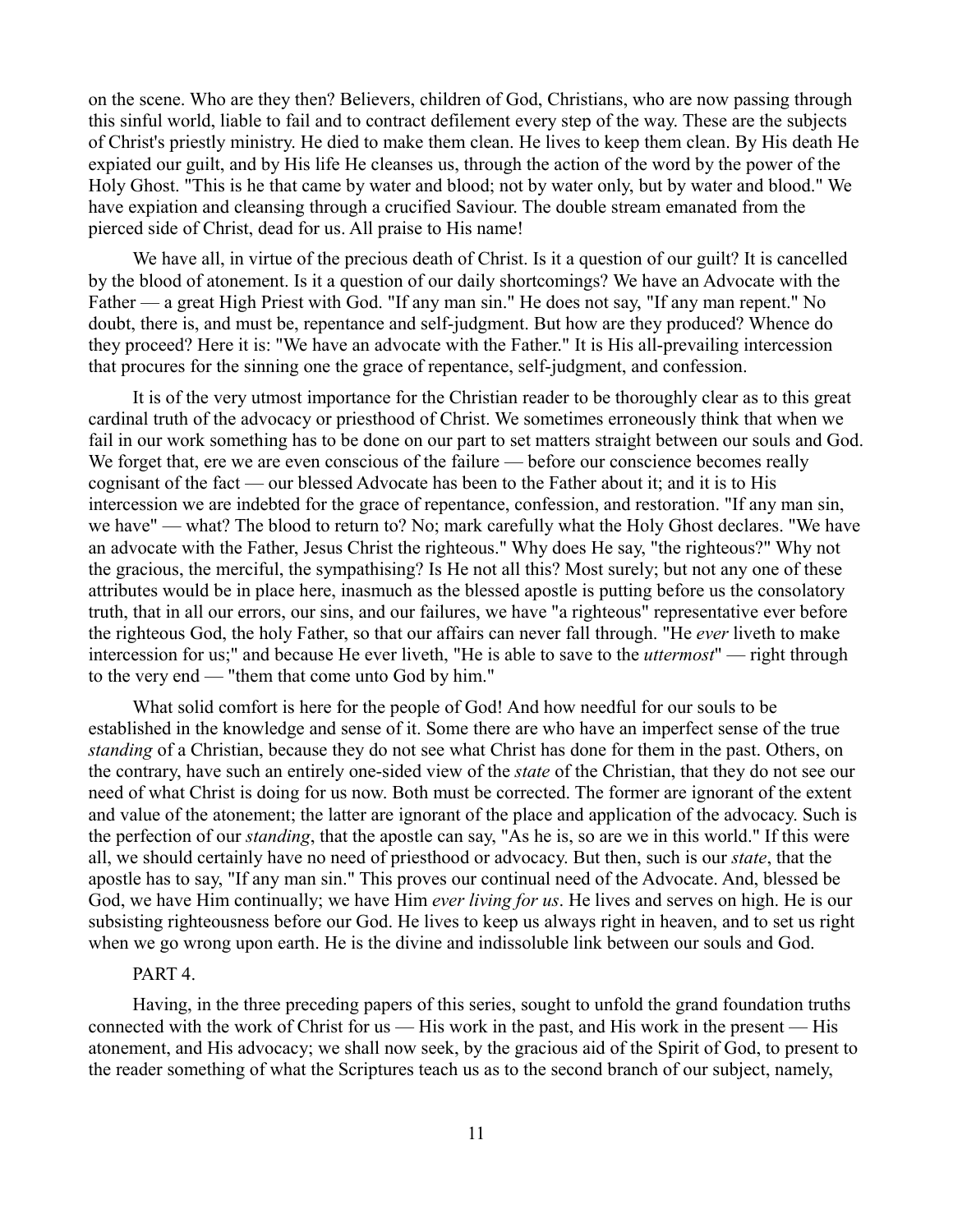on the scene. Who are they then? Believers, children of God, Christians, who are now passing through this sinful world, liable to fail and to contract defilement every step of the way. These are the subjects of Christ's priestly ministry. He died to make them clean. He lives to keep them clean. By His death He expiated our guilt, and by His life He cleanses us, through the action of the word by the power of the Holy Ghost. "This is he that came by water and blood; not by water only, but by water and blood." We have expiation and cleansing through a crucified Saviour. The double stream emanated from the pierced side of Christ, dead for us. All praise to His name!

We have all, in virtue of the precious death of Christ. Is it a question of our guilt? It is cancelled by the blood of atonement. Is it a question of our daily shortcomings? We have an Advocate with the Father — a great High Priest with God. "If any man sin." He does not say, "If any man repent." No doubt, there is, and must be, repentance and self-judgment. But how are they produced? Whence do they proceed? Here it is: "We have an advocate with the Father." It is His all-prevailing intercession that procures for the sinning one the grace of repentance, self-judgment, and confession.

It is of the very utmost importance for the Christian reader to be thoroughly clear as to this great cardinal truth of the advocacy or priesthood of Christ. We sometimes erroneously think that when we fail in our work something has to be done on our part to set matters straight between our souls and God. We forget that, ere we are even conscious of the failure — before our conscience becomes really cognisant of the fact — our blessed Advocate has been to the Father about it; and it is to His intercession we are indebted for the grace of repentance, confession, and restoration. "If any man sin, we have" — what? The blood to return to? No; mark carefully what the Holy Ghost declares. "We have an advocate with the Father, Jesus Christ the righteous." Why does He say, "the righteous?" Why not the gracious, the merciful, the sympathising? Is He not all this? Most surely; but not any one of these attributes would be in place here, inasmuch as the blessed apostle is putting before us the consolatory truth, that in all our errors, our sins, and our failures, we have "a righteous" representative ever before the righteous God, the holy Father, so that our affairs can never fall through. "He *ever* liveth to make intercession for us;" and because He ever liveth, "He is able to save to the *uttermost*" — right through to the very end — "them that come unto God by him."

What solid comfort is here for the people of God! And how needful for our souls to be established in the knowledge and sense of it. Some there are who have an imperfect sense of the true *standing* of a Christian, because they do not see what Christ has done for them in the past. Others, on the contrary, have such an entirely one-sided view of the *state* of the Christian, that they do not see our need of what Christ is doing for us now. Both must be corrected. The former are ignorant of the extent and value of the atonement; the latter are ignorant of the place and application of the advocacy. Such is the perfection of our *standing*, that the apostle can say, "As he is, so are we in this world." If this were all, we should certainly have no need of priesthood or advocacy. But then, such is our *state*, that the apostle has to say, "If any man sin." This proves our continual need of the Advocate. And, blessed be God, we have Him continually; we have Him *ever living for us*. He lives and serves on high. He is our subsisting righteousness before our God. He lives to keep us always right in heaven, and to set us right when we go wrong upon earth. He is the divine and indissoluble link between our souls and God.

## PART 4.

Having, in the three preceding papers of this series, sought to unfold the grand foundation truths connected with the work of Christ for us — His work in the past, and His work in the present — His atonement, and His advocacy; we shall now seek, by the gracious aid of the Spirit of God, to present to the reader something of what the Scriptures teach us as to the second branch of our subject, namely,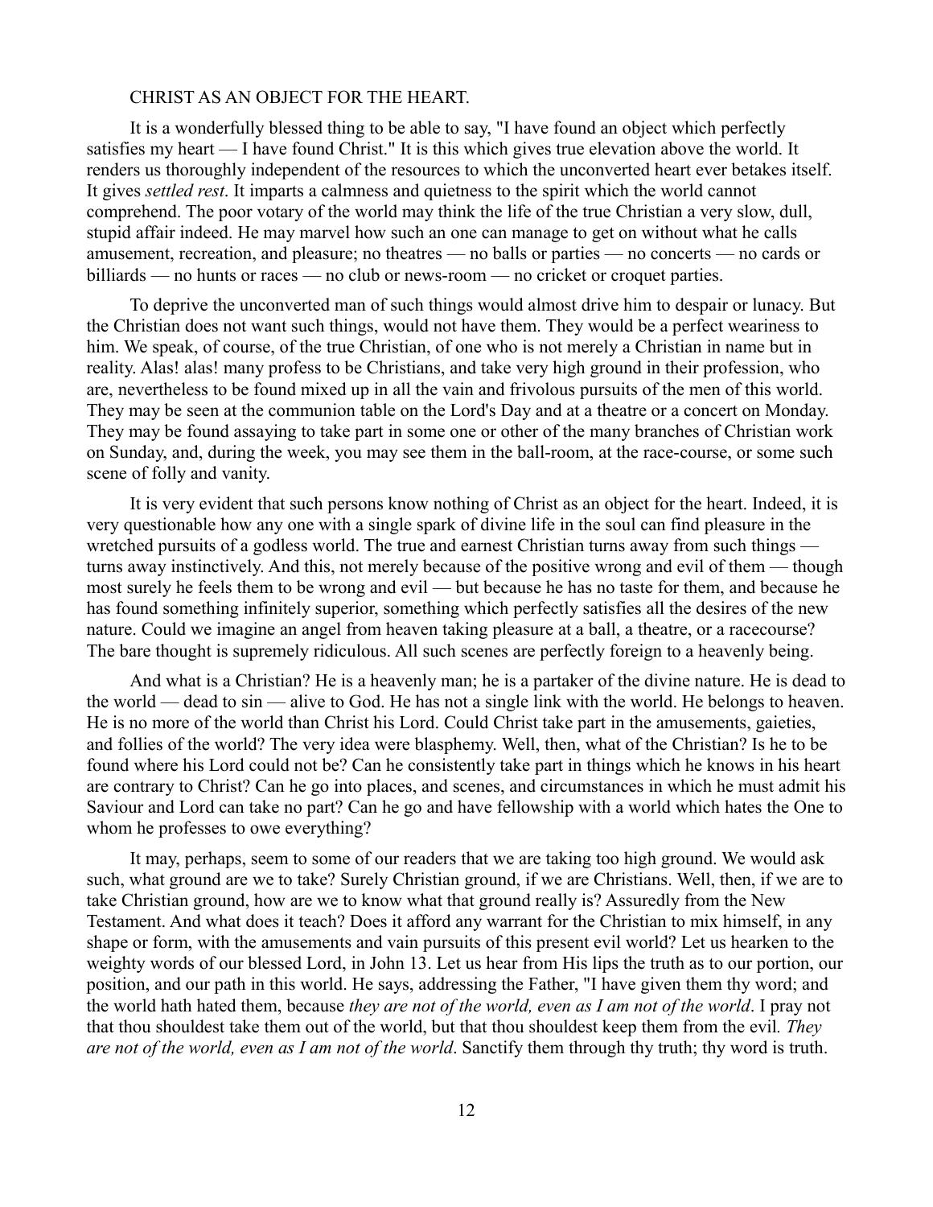## CHRIST AS AN OBJECT FOR THE HEART.

It is a wonderfully blessed thing to be able to say, "I have found an object which perfectly satisfies my heart — I have found Christ." It is this which gives true elevation above the world. It renders us thoroughly independent of the resources to which the unconverted heart ever betakes itself. It gives *settled rest*. It imparts a calmness and quietness to the spirit which the world cannot comprehend. The poor votary of the world may think the life of the true Christian a very slow, dull, stupid affair indeed. He may marvel how such an one can manage to get on without what he calls amusement, recreation, and pleasure; no theatres — no balls or parties — no concerts — no cards or billiards — no hunts or races — no club or news-room — no cricket or croquet parties.

To deprive the unconverted man of such things would almost drive him to despair or lunacy. But the Christian does not want such things, would not have them. They would be a perfect weariness to him. We speak, of course, of the true Christian, of one who is not merely a Christian in name but in reality. Alas! alas! many profess to be Christians, and take very high ground in their profession, who are, nevertheless to be found mixed up in all the vain and frivolous pursuits of the men of this world. They may be seen at the communion table on the Lord's Day and at a theatre or a concert on Monday. They may be found assaying to take part in some one or other of the many branches of Christian work on Sunday, and, during the week, you may see them in the ball-room, at the race-course, or some such scene of folly and vanity.

It is very evident that such persons know nothing of Christ as an object for the heart. Indeed, it is very questionable how any one with a single spark of divine life in the soul can find pleasure in the wretched pursuits of a godless world. The true and earnest Christian turns away from such things — turns away instinctively. And this, not merely because of the positive wrong and evil of them — though most surely he feels them to be wrong and evil — but because he has no taste for them, and because he has found something infinitely superior, something which perfectly satisfies all the desires of the new nature. Could we imagine an angel from heaven taking pleasure at a ball, a theatre, or a racecourse? The bare thought is supremely ridiculous. All such scenes are perfectly foreign to a heavenly being.

And what is a Christian? He is a heavenly man; he is a partaker of the divine nature. He is dead to the world — dead to sin — alive to God. He has not a single link with the world. He belongs to heaven. He is no more of the world than Christ his Lord. Could Christ take part in the amusements, gaieties, and follies of the world? The very idea were blasphemy. Well, then, what of the Christian? Is he to be found where his Lord could not be? Can he consistently take part in things which he knows in his heart are contrary to Christ? Can he go into places, and scenes, and circumstances in which he must admit his Saviour and Lord can take no part? Can he go and have fellowship with a world which hates the One to whom he professes to owe everything?

It may, perhaps, seem to some of our readers that we are taking too high ground. We would ask such, what ground are we to take? Surely Christian ground, if we are Christians. Well, then, if we are to take Christian ground, how are we to know what that ground really is? Assuredly from the New Testament. And what does it teach? Does it afford any warrant for the Christian to mix himself, in any shape or form, with the amusements and vain pursuits of this present evil world? Let us hearken to the weighty words of our blessed Lord, in John 13. Let us hear from His lips the truth as to our portion, our position, and our path in this world. He says, addressing the Father, "I have given them thy word; and the world hath hated them, because *they are not of the world, even as I am not of the world*. I pray not that thou shouldest take them out of the world, but that thou shouldest keep them from the evil. *They are not of the world, even as I am not of the world*. Sanctify them through thy truth; thy word is truth.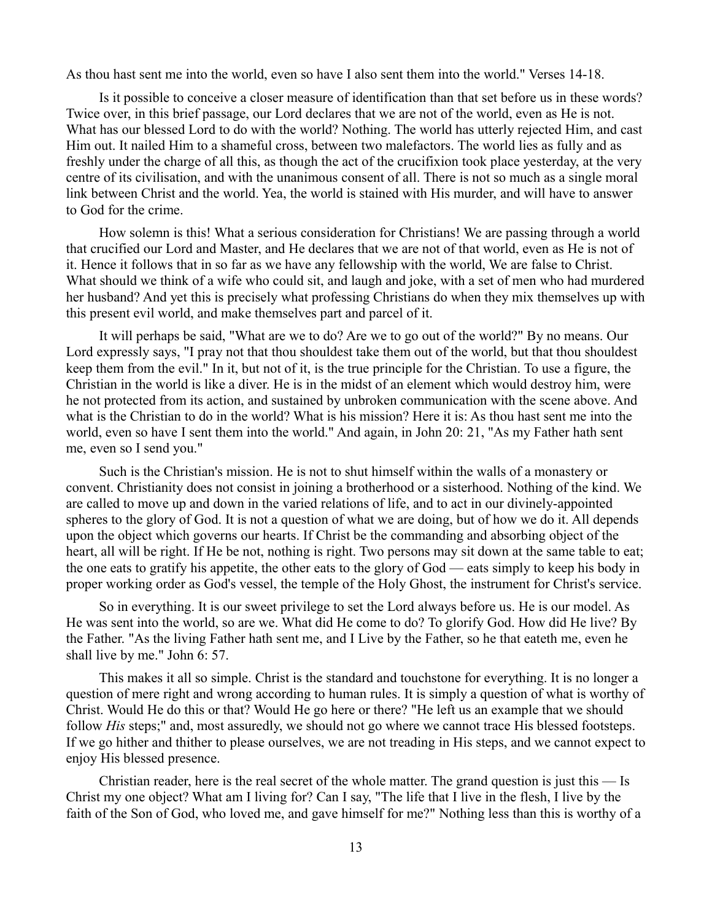As thou hast sent me into the world, even so have I also sent them into the world." Verses 14-18.

Is it possible to conceive a closer measure of identification than that set before us in these words? Twice over, in this brief passage, our Lord declares that we are not of the world, even as He is not. What has our blessed Lord to do with the world? Nothing. The world has utterly rejected Him, and cast Him out. It nailed Him to a shameful cross, between two malefactors. The world lies as fully and as freshly under the charge of all this, as though the act of the crucifixion took place yesterday, at the very centre of its civilisation, and with the unanimous consent of all. There is not so much as a single moral link between Christ and the world. Yea, the world is stained with His murder, and will have to answer to God for the crime.

How solemn is this! What a serious consideration for Christians! We are passing through a world that crucified our Lord and Master, and He declares that we are not of that world, even as He is not of it. Hence it follows that in so far as we have any fellowship with the world, We are false to Christ. What should we think of a wife who could sit, and laugh and joke, with a set of men who had murdered her husband? And yet this is precisely what professing Christians do when they mix themselves up with this present evil world, and make themselves part and parcel of it.

It will perhaps be said, "What are we to do? Are we to go out of the world?" By no means. Our Lord expressly says, "I pray not that thou shouldest take them out of the world, but that thou shouldest keep them from the evil." In it, but not of it, is the true principle for the Christian. To use a figure, the Christian in the world is like a diver. He is in the midst of an element which would destroy him, were he not protected from its action, and sustained by unbroken communication with the scene above. And what is the Christian to do in the world? What is his mission? Here it is: As thou hast sent me into the world, even so have I sent them into the world." And again, in John 20: 21, "As my Father hath sent me, even so I send you."

Such is the Christian's mission. He is not to shut himself within the walls of a monastery or convent. Christianity does not consist in joining a brotherhood or a sisterhood. Nothing of the kind. We are called to move up and down in the varied relations of life, and to act in our divinely-appointed spheres to the glory of God. It is not a question of what we are doing, but of how we do it. All depends upon the object which governs our hearts. If Christ be the commanding and absorbing object of the heart, all will be right. If He be not, nothing is right. Two persons may sit down at the same table to eat; the one eats to gratify his appetite, the other eats to the glory of God — eats simply to keep his body in proper working order as God's vessel, the temple of the Holy Ghost, the instrument for Christ's service.

So in everything. It is our sweet privilege to set the Lord always before us. He is our model. As He was sent into the world, so are we. What did He come to do? To glorify God. How did He live? By the Father. "As the living Father hath sent me, and I Live by the Father, so he that eateth me, even he shall live by me." John 6: 57.

This makes it all so simple. Christ is the standard and touchstone for everything. It is no longer a question of mere right and wrong according to human rules. It is simply a question of what is worthy of Christ. Would He do this or that? Would He go here or there? "He left us an example that we should follow *His* steps;" and, most assuredly, we should not go where we cannot trace His blessed footsteps. If we go hither and thither to please ourselves, we are not treading in His steps, and we cannot expect to enjoy His blessed presence.

Christian reader, here is the real secret of the whole matter. The grand question is just this — Is Christ my one object? What am I living for? Can I say, "The life that I live in the flesh, I live by the faith of the Son of God, who loved me, and gave himself for me?" Nothing less than this is worthy of a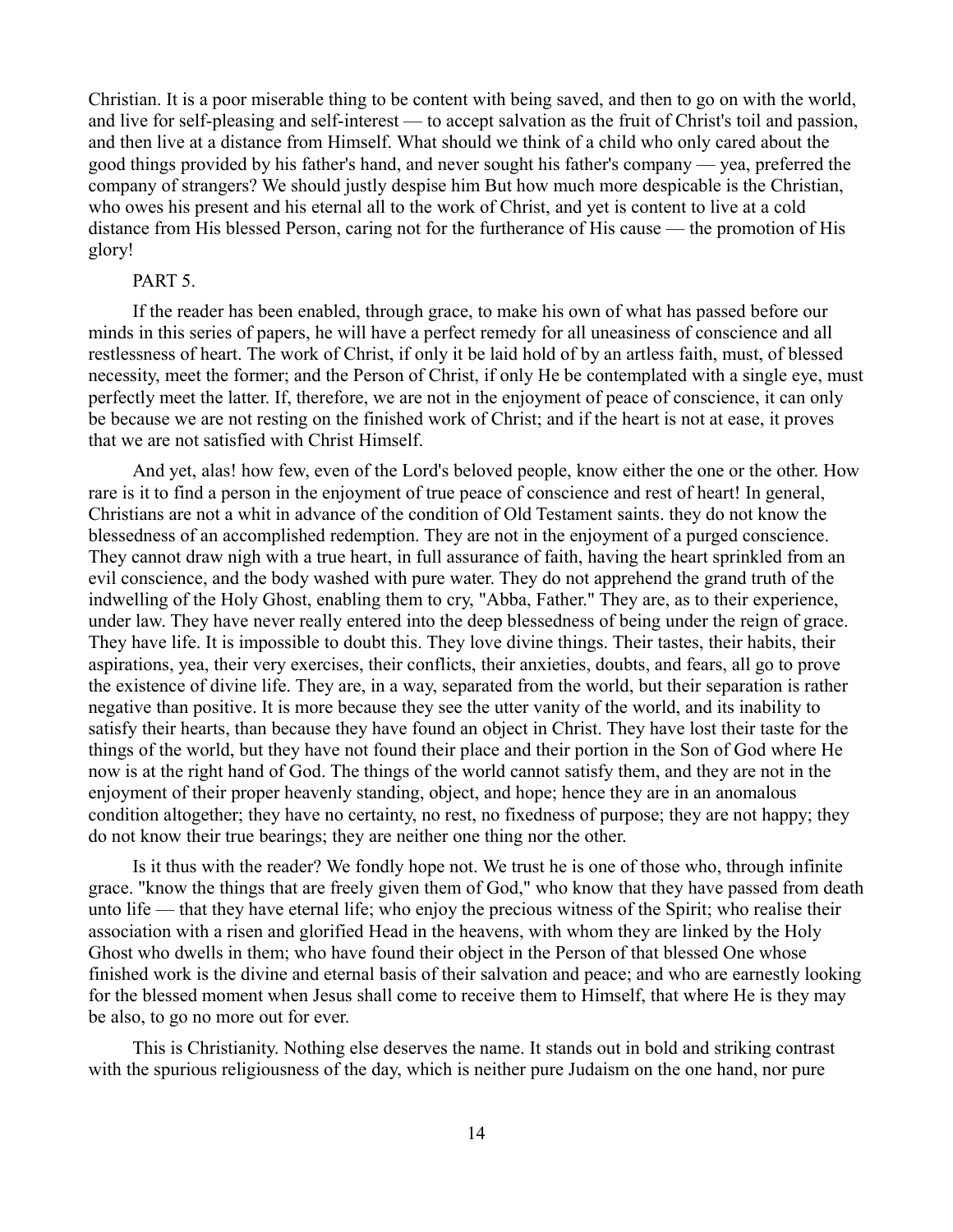Christian. It is a poor miserable thing to be content with being saved, and then to go on with the world, and live for self-pleasing and self-interest — to accept salvation as the fruit of Christ's toil and passion, and then live at a distance from Himself. What should we think of a child who only cared about the good things provided by his father's hand, and never sought his father's company — yea, preferred the company of strangers? We should justly despise him But how much more despicable is the Christian, who owes his present and his eternal all to the work of Christ, and yet is content to live at a cold distance from His blessed Person, caring not for the furtherance of His cause — the promotion of His glory!

## PART 5.

If the reader has been enabled, through grace, to make his own of what has passed before our minds in this series of papers, he will have a perfect remedy for all uneasiness of conscience and all restlessness of heart. The work of Christ, if only it be laid hold of by an artless faith, must, of blessed necessity, meet the former; and the Person of Christ, if only He be contemplated with a single eye, must perfectly meet the latter. If, therefore, we are not in the enjoyment of peace of conscience, it can only be because we are not resting on the finished work of Christ; and if the heart is not at ease, it proves that we are not satisfied with Christ Himself.

And yet, alas! how few, even of the Lord's beloved people, know either the one or the other. How rare is it to find a person in the enjoyment of true peace of conscience and rest of heart! In general, Christians are not a whit in advance of the condition of Old Testament saints. they do not know the blessedness of an accomplished redemption. They are not in the enjoyment of a purged conscience. They cannot draw nigh with a true heart, in full assurance of faith, having the heart sprinkled from an evil conscience, and the body washed with pure water. They do not apprehend the grand truth of the indwelling of the Holy Ghost, enabling them to cry, "Abba, Father." They are, as to their experience, under law. They have never really entered into the deep blessedness of being under the reign of grace. They have life. It is impossible to doubt this. They love divine things. Their tastes, their habits, their aspirations, yea, their very exercises, their conflicts, their anxieties, doubts, and fears, all go to prove the existence of divine life. They are, in a way, separated from the world, but their separation is rather negative than positive. It is more because they see the utter vanity of the world, and its inability to satisfy their hearts, than because they have found an object in Christ. They have lost their taste for the things of the world, but they have not found their place and their portion in the Son of God where He now is at the right hand of God. The things of the world cannot satisfy them, and they are not in the enjoyment of their proper heavenly standing, object, and hope; hence they are in an anomalous condition altogether; they have no certainty, no rest, no fixedness of purpose; they are not happy; they do not know their true bearings; they are neither one thing nor the other.

Is it thus with the reader? We fondly hope not. We trust he is one of those who, through infinite grace. "know the things that are freely given them of God," who know that they have passed from death unto life — that they have eternal life; who enjoy the precious witness of the Spirit; who realise their association with a risen and glorified Head in the heavens, with whom they are linked by the Holy Ghost who dwells in them; who have found their object in the Person of that blessed One whose finished work is the divine and eternal basis of their salvation and peace; and who are earnestly looking for the blessed moment when Jesus shall come to receive them to Himself, that where He is they may be also, to go no more out for ever.

This is Christianity. Nothing else deserves the name. It stands out in bold and striking contrast with the spurious religiousness of the day, which is neither pure Judaism on the one hand, nor pure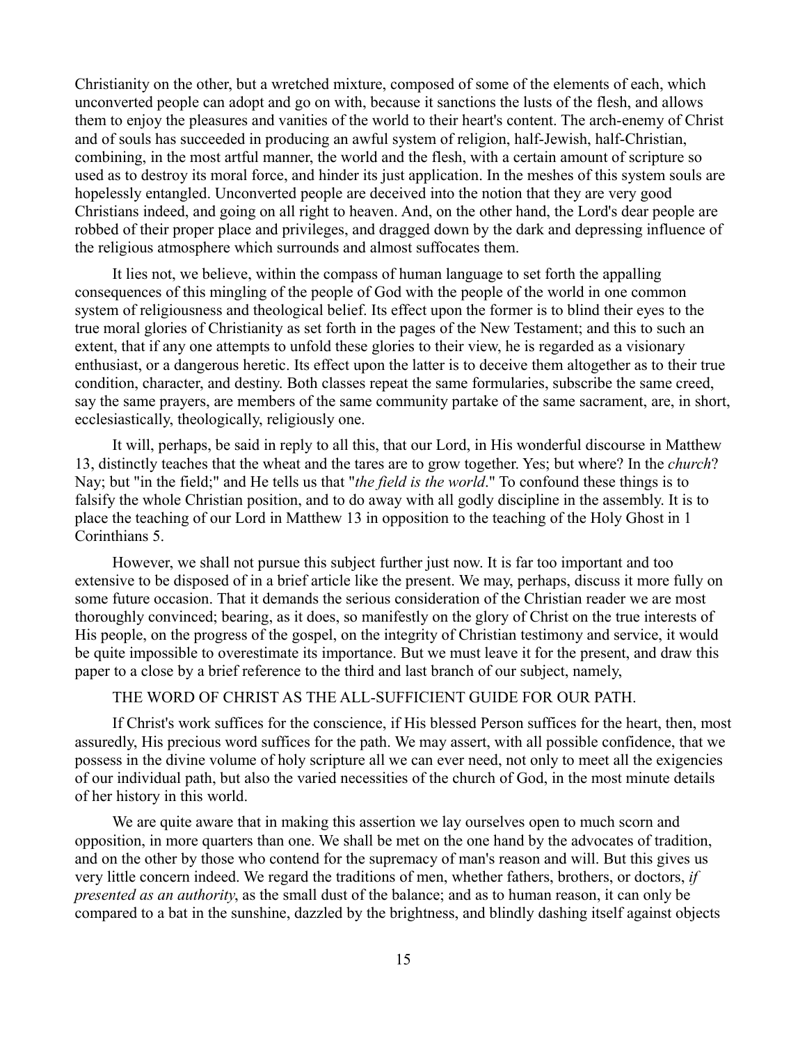Christianity on the other, but a wretched mixture, composed of some of the elements of each, which unconverted people can adopt and go on with, because it sanctions the lusts of the flesh, and allows them to enjoy the pleasures and vanities of the world to their heart's content. The arch-enemy of Christ and of souls has succeeded in producing an awful system of religion, half-Jewish, half-Christian, combining, in the most artful manner, the world and the flesh, with a certain amount of scripture so used as to destroy its moral force, and hinder its just application. In the meshes of this system souls are hopelessly entangled. Unconverted people are deceived into the notion that they are very good Christians indeed, and going on all right to heaven. And, on the other hand, the Lord's dear people are robbed of their proper place and privileges, and dragged down by the dark and depressing influence of the religious atmosphere which surrounds and almost suffocates them.

It lies not, we believe, within the compass of human language to set forth the appalling consequences of this mingling of the people of God with the people of the world in one common system of religiousness and theological belief. Its effect upon the former is to blind their eyes to the true moral glories of Christianity as set forth in the pages of the New Testament; and this to such an extent, that if any one attempts to unfold these glories to their view, he is regarded as a visionary enthusiast, or a dangerous heretic. Its effect upon the latter is to deceive them altogether as to their true condition, character, and destiny. Both classes repeat the same formularies, subscribe the same creed, say the same prayers, are members of the same community partake of the same sacrament, are, in short, ecclesiastically, theologically, religiously one.

It will, perhaps, be said in reply to all this, that our Lord, in His wonderful discourse in Matthew 13, distinctly teaches that the wheat and the tares are to grow together. Yes; but where? In the *church*? Nay; but "in the field;" and He tells us that "*the field is the world*." To confound these things is to falsify the whole Christian position, and to do away with all godly discipline in the assembly. It is to place the teaching of our Lord in Matthew 13 in opposition to the teaching of the Holy Ghost in 1 Corinthians 5.

However, we shall not pursue this subject further just now. It is far too important and too extensive to be disposed of in a brief article like the present. We may, perhaps, discuss it more fully on some future occasion. That it demands the serious consideration of the Christian reader we are most thoroughly convinced; bearing, as it does, so manifestly on the glory of Christ on the true interests of His people, on the progress of the gospel, on the integrity of Christian testimony and service, it would be quite impossible to overestimate its importance. But we must leave it for the present, and draw this paper to a close by a brief reference to the third and last branch of our subject, namely,

THE WORD OF CHRIST AS THE ALL-SUFFICIENT GUIDE FOR OUR PATH.

If Christ's work suffices for the conscience, if His blessed Person suffices for the heart, then, most assuredly, His precious word suffices for the path. We may assert, with all possible confidence, that we possess in the divine volume of holy scripture all we can ever need, not only to meet all the exigencies of our individual path, but also the varied necessities of the church of God, in the most minute details of her history in this world.

We are quite aware that in making this assertion we lay ourselves open to much scorn and opposition, in more quarters than one. We shall be met on the one hand by the advocates of tradition, and on the other by those who contend for the supremacy of man's reason and will. But this gives us very little concern indeed. We regard the traditions of men, whether fathers, brothers, or doctors, *if presented as an authority*, as the small dust of the balance; and as to human reason, it can only be compared to a bat in the sunshine, dazzled by the brightness, and blindly dashing itself against objects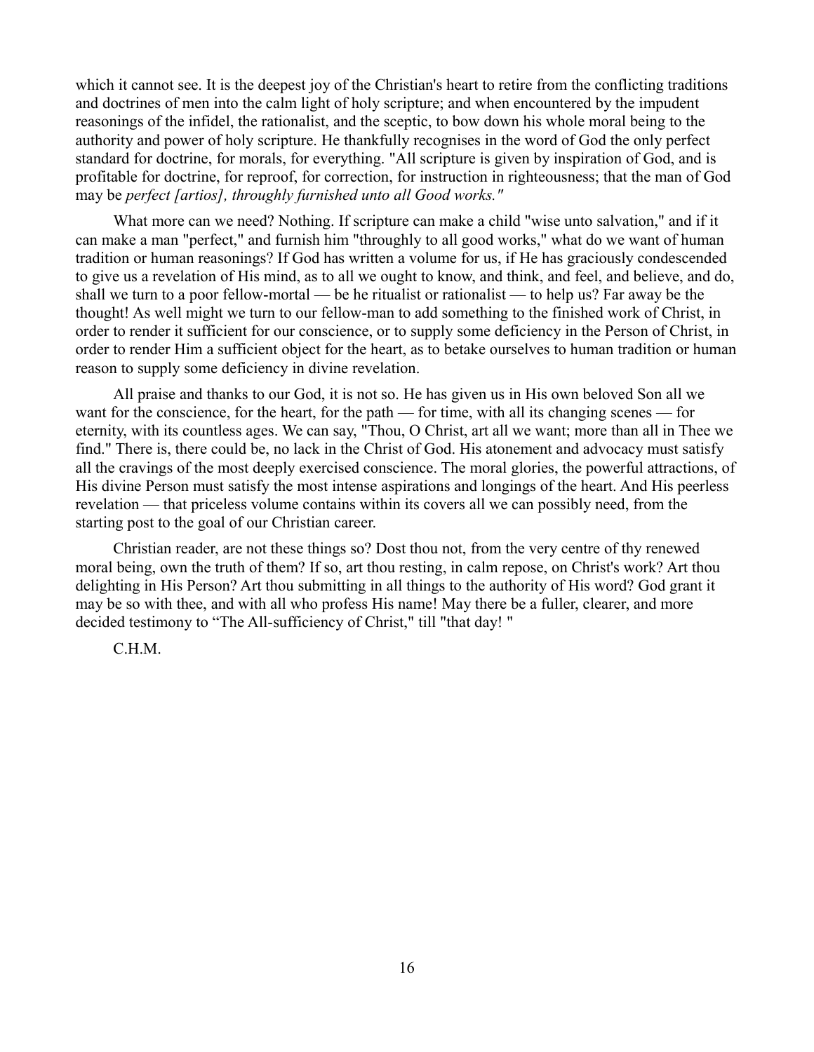which it cannot see. It is the deepest joy of the Christian's heart to retire from the conflicting traditions and doctrines of men into the calm light of holy scripture; and when encountered by the impudent reasonings of the infidel, the rationalist, and the sceptic, to bow down his whole moral being to the authority and power of holy scripture. He thankfully recognises in the word of God the only perfect standard for doctrine, for morals, for everything. "All scripture is given by inspiration of God, and is profitable for doctrine, for reproof, for correction, for instruction in righteousness; that the man of God may be *perfect [artios], throughly furnished unto all Good works."*

What more can we need? Nothing. If scripture can make a child "wise unto salvation," and if it can make a man "perfect," and furnish him "throughly to all good works," what do we want of human tradition or human reasonings? If God has written a volume for us, if He has graciously condescended to give us a revelation of His mind, as to all we ought to know, and think, and feel, and believe, and do, shall we turn to a poor fellow-mortal — be he ritualist or rationalist — to help us? Far away be the thought! As well might we turn to our fellow-man to add something to the finished work of Christ, in order to render it sufficient for our conscience, or to supply some deficiency in the Person of Christ, in order to render Him a sufficient object for the heart, as to betake ourselves to human tradition or human reason to supply some deficiency in divine revelation.

All praise and thanks to our God, it is not so. He has given us in His own beloved Son all we want for the conscience, for the heart, for the path — for time, with all its changing scenes — for eternity, with its countless ages. We can say, "Thou, O Christ, art all we want; more than all in Thee we find." There is, there could be, no lack in the Christ of God. His atonement and advocacy must satisfy all the cravings of the most deeply exercised conscience. The moral glories, the powerful attractions, of His divine Person must satisfy the most intense aspirations and longings of the heart. And His peerless revelation — that priceless volume contains within its covers all we can possibly need, from the starting post to the goal of our Christian career.

Christian reader, are not these things so? Dost thou not, from the very centre of thy renewed moral being, own the truth of them? If so, art thou resting, in calm repose, on Christ's work? Art thou delighting in His Person? Art thou submitting in all things to the authority of His word? God grant it may be so with thee, and with all who profess His name! May there be a fuller, clearer, and more decided testimony to "The All-sufficiency of Christ," till "that day! "

C.H.M.